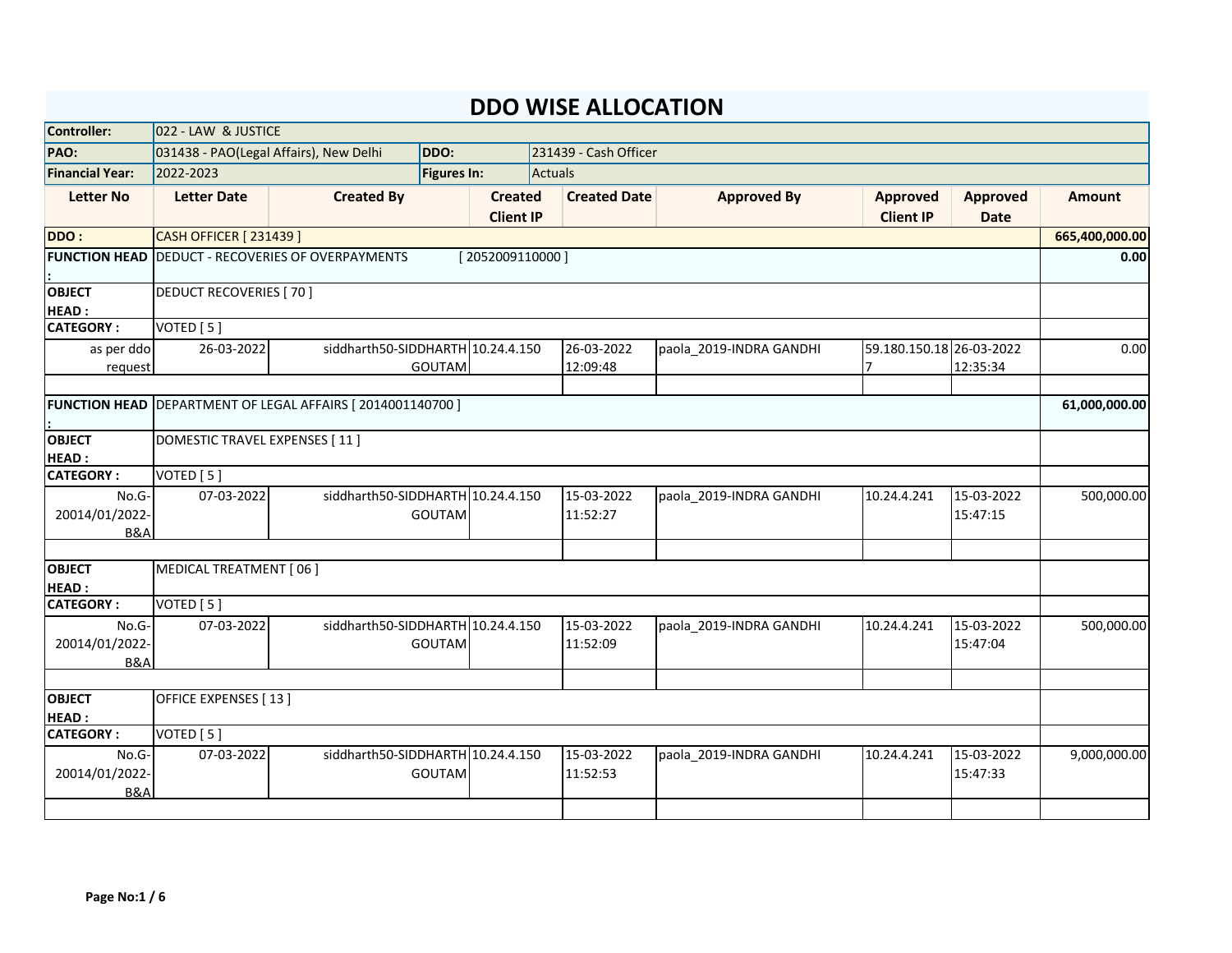# DDO WISE ALLOCATION

| | | | |
|---|---|---|---|
| **Controller:** | 022 - LAW & JUSTICE | | |
| **PAO:** | 031438 - PAO(Legal Affairs), New Delhi | **DDO:** | 231439 - Cash Officer |
| **Financial Year:** | 2022-2023 | **Figures In:** | Actuals |

| Letter No | Letter Date | Created By | Created Client IP | Created Date | Approved By | Approved Client IP | Approved Date | Amount |
|---|---|---|---|---|---|---|---|---|
| **DDO :** | CASH OFFICER [ 231439 ] | | | | | | | **665,400,000.00** |
| **FUNCTION HEAD :** | DEDUCT - RECOVERIES OF OVERPAYMENTS [ 2052009110000 ] | | | | | | | **0.00** |
| **OBJECT HEAD :** | DEDUCT RECOVERIES [ 70 ] | | | | | | | |
| **CATEGORY :** | VOTED [ 5 ] | | | | | | | |
| as per ddo request | 26-03-2022 | siddharth50-SIDDHARTH GOUTAM | 10.24.4.150 | 26-03-2022 12:09:48 | paola_2019-INDRA GANDHI | 59.180.150.187 | 26-03-2022 12:35:34 | 0.00 |
| | | | | | | | | |
| **FUNCTION HEAD :** | DEPARTMENT OF LEGAL AFFAIRS [ 2014001140700 ] | | | | | | | **61,000,000.00** |
| **OBJECT HEAD :** | DOMESTIC TRAVEL EXPENSES [ 11 ] | | | | | | | |
| **CATEGORY :** | VOTED [ 5 ] | | | | | | | |
| No.G-20014/01/2022-B&A | 07-03-2022 | siddharth50-SIDDHARTH GOUTAM | 10.24.4.150 | 15-03-2022 11:52:27 | paola_2019-INDRA GANDHI | 10.24.4.241 | 15-03-2022 15:47:15 | 500,000.00 |
| | | | | | | | | |
| **OBJECT HEAD :** | MEDICAL TREATMENT [ 06 ] | | | | | | | |
| **CATEGORY :** | VOTED [ 5 ] | | | | | | | |
| No.G-20014/01/2022-B&A | 07-03-2022 | siddharth50-SIDDHARTH GOUTAM | 10.24.4.150 | 15-03-2022 11:52:09 | paola_2019-INDRA GANDHI | 10.24.4.241 | 15-03-2022 15:47:04 | 500,000.00 |
| | | | | | | | | |
| **OBJECT HEAD :** | OFFICE EXPENSES [ 13 ] | | | | | | | |
| **CATEGORY :** | VOTED [ 5 ] | | | | | | | |
| No.G-20014/01/2022-B&A | 07-03-2022 | siddharth50-SIDDHARTH GOUTAM | 10.24.4.150 | 15-03-2022 11:52:53 | paola_2019-INDRA GANDHI | 10.24.4.241 | 15-03-2022 15:47:33 | 9,000,000.00 |
| | | | | | | | | |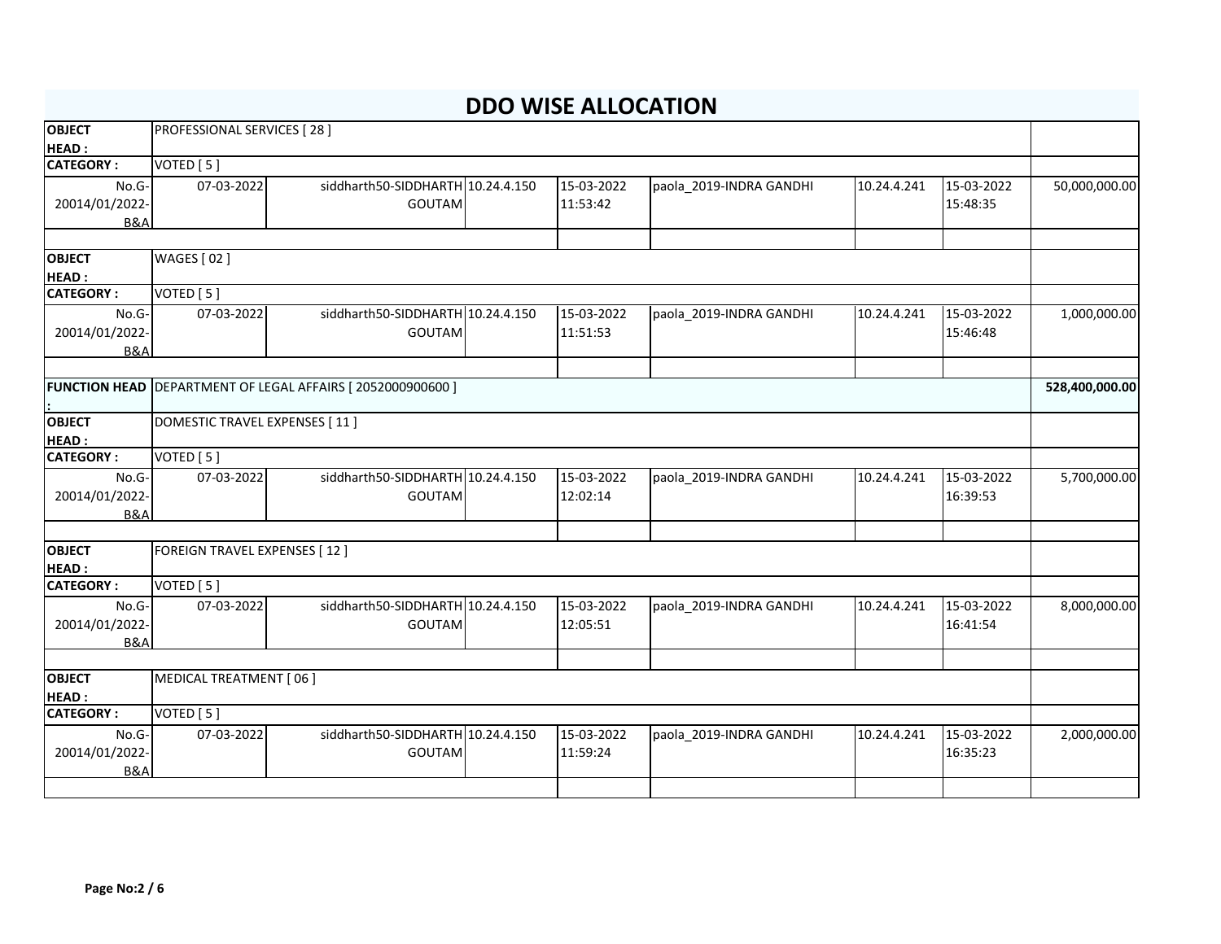# DDO WISE ALLOCATION

| | | | | | | | | |
|---|---|---|---|---|---|---|---|---|
| **OBJECT HEAD :** | PROFESSIONAL SERVICES [ 28 ] | | | | | | | |
| **CATEGORY :** | VOTED [ 5 ] | | | | | | | |
| No.G-20014/01/2022-B&A | 07-03-2022 | siddharth50-SIDDHARTH GOUTAM | 10.24.4.150 | 15-03-2022 11:53:42 | paola_2019-INDRA GANDHI | 10.24.4.241 | 15-03-2022 15:48:35 | 50,000,000.00 |
| | | | | | | | | |
| **OBJECT HEAD :** | WAGES [ 02 ] | | | | | | | |
| **CATEGORY :** | VOTED [ 5 ] | | | | | | | |
| No.G-20014/01/2022-B&A | 07-03-2022 | siddharth50-SIDDHARTH GOUTAM | 10.24.4.150 | 15-03-2022 11:51:53 | paola_2019-INDRA GANDHI | 10.24.4.241 | 15-03-2022 15:46:48 | 1,000,000.00 |
| | | | | | | | | |
| **FUNCTION HEAD :** | DEPARTMENT OF LEGAL AFFAIRS [ 2052000900600 ] | | | | | | | **528,400,000.00** |
| **OBJECT HEAD :** | DOMESTIC TRAVEL EXPENSES [ 11 ] | | | | | | | |
| **CATEGORY :** | VOTED [ 5 ] | | | | | | | |
| No.G-20014/01/2022-B&A | 07-03-2022 | siddharth50-SIDDHARTH GOUTAM | 10.24.4.150 | 15-03-2022 12:02:14 | paola_2019-INDRA GANDHI | 10.24.4.241 | 15-03-2022 16:39:53 | 5,700,000.00 |
| | | | | | | | | |
| **OBJECT HEAD :** | FOREIGN TRAVEL EXPENSES [ 12 ] | | | | | | | |
| **CATEGORY :** | VOTED [ 5 ] | | | | | | | |
| No.G-20014/01/2022-B&A | 07-03-2022 | siddharth50-SIDDHARTH GOUTAM | 10.24.4.150 | 15-03-2022 12:05:51 | paola_2019-INDRA GANDHI | 10.24.4.241 | 15-03-2022 16:41:54 | 8,000,000.00 |
| | | | | | | | | |
| **OBJECT HEAD :** | MEDICAL TREATMENT [ 06 ] | | | | | | | |
| **CATEGORY :** | VOTED [ 5 ] | | | | | | | |
| No.G-20014/01/2022-B&A | 07-03-2022 | siddharth50-SIDDHARTH GOUTAM | 10.24.4.150 | 15-03-2022 11:59:24 | paola_2019-INDRA GANDHI | 10.24.4.241 | 15-03-2022 16:35:23 | 2,000,000.00 |
| | | | | | | | | |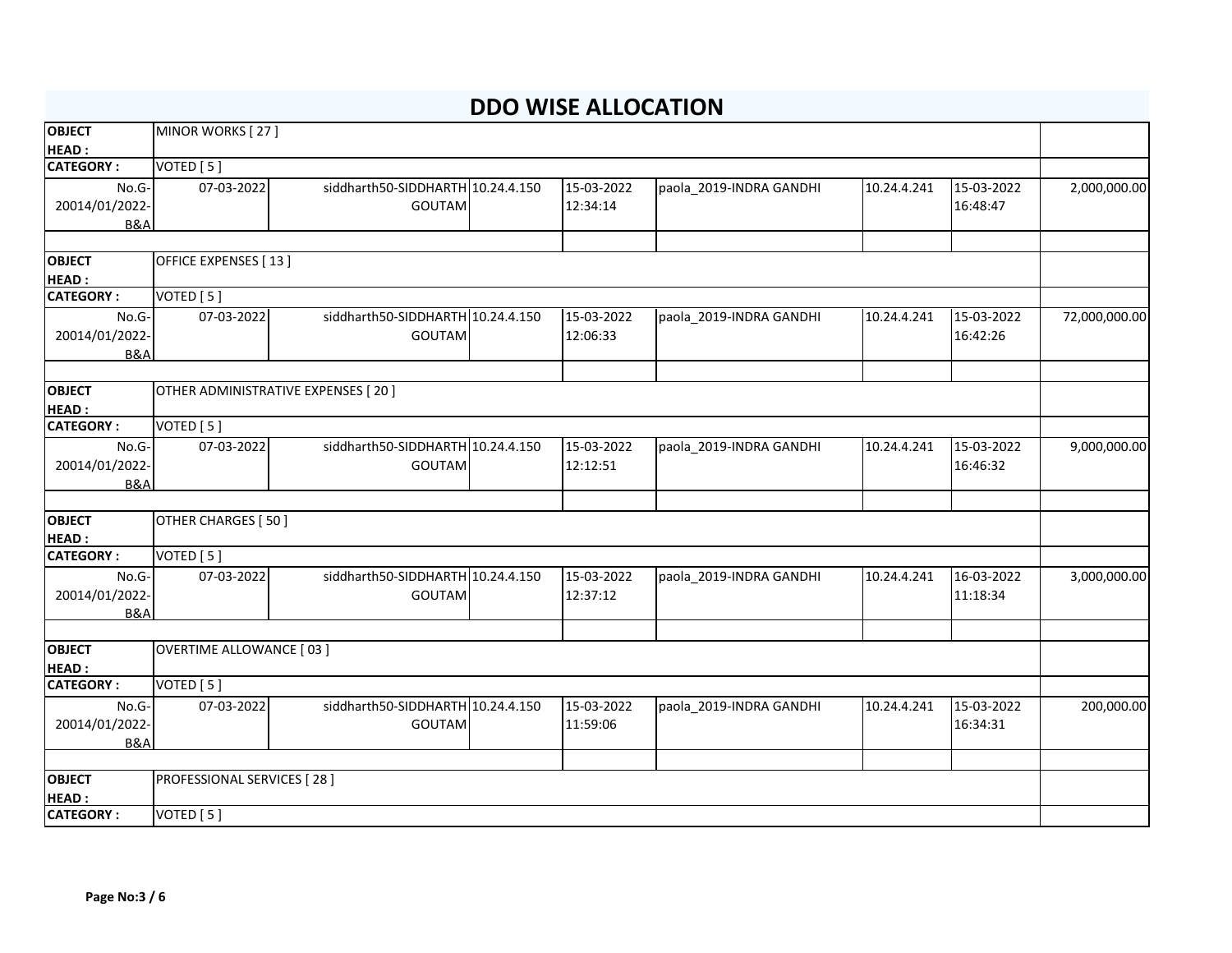# DDO WISE ALLOCATION

| | | | | | | | | |
|---|---|---|---|---|---|---|---|---|
| **OBJECT HEAD :** | MINOR WORKS [ 27 ] | | | | | | | |
| **CATEGORY :** | VOTED [ 5 ] | | | | | | | |
| No.G-20014/01/2022-B&A | 07-03-2022 | siddharth50-SIDDHARTH GOUTAM | 10.24.4.150 | 15-03-2022 12:34:14 | paola_2019-INDRA GANDHI | 10.24.4.241 | 15-03-2022 16:48:47 | 2,000,000.00 |
| | | | | | | | | |
| **OBJECT HEAD :** | OFFICE EXPENSES [ 13 ] | | | | | | | |
| **CATEGORY :** | VOTED [ 5 ] | | | | | | | |
| No.G-20014/01/2022-B&A | 07-03-2022 | siddharth50-SIDDHARTH GOUTAM | 10.24.4.150 | 15-03-2022 12:06:33 | paola_2019-INDRA GANDHI | 10.24.4.241 | 15-03-2022 16:42:26 | 72,000,000.00 |
| | | | | | | | | |
| **OBJECT HEAD :** | OTHER ADMINISTRATIVE EXPENSES [ 20 ] | | | | | | | |
| **CATEGORY :** | VOTED [ 5 ] | | | | | | | |
| No.G-20014/01/2022-B&A | 07-03-2022 | siddharth50-SIDDHARTH GOUTAM | 10.24.4.150 | 15-03-2022 12:12:51 | paola_2019-INDRA GANDHI | 10.24.4.241 | 15-03-2022 16:46:32 | 9,000,000.00 |
| | | | | | | | | |
| **OBJECT HEAD :** | OTHER CHARGES [ 50 ] | | | | | | | |
| **CATEGORY :** | VOTED [ 5 ] | | | | | | | |
| No.G-20014/01/2022-B&A | 07-03-2022 | siddharth50-SIDDHARTH GOUTAM | 10.24.4.150 | 15-03-2022 12:37:12 | paola_2019-INDRA GANDHI | 10.24.4.241 | 16-03-2022 11:18:34 | 3,000,000.00 |
| | | | | | | | | |
| **OBJECT HEAD :** | OVERTIME ALLOWANCE [ 03 ] | | | | | | | |
| **CATEGORY :** | VOTED [ 5 ] | | | | | | | |
| No.G-20014/01/2022-B&A | 07-03-2022 | siddharth50-SIDDHARTH GOUTAM | 10.24.4.150 | 15-03-2022 11:59:06 | paola_2019-INDRA GANDHI | 10.24.4.241 | 15-03-2022 16:34:31 | 200,000.00 |
| | | | | | | | | |
| **OBJECT HEAD :** | PROFESSIONAL SERVICES [ 28 ] | | | | | | | |
| **CATEGORY :** | VOTED [ 5 ] | | | | | | | |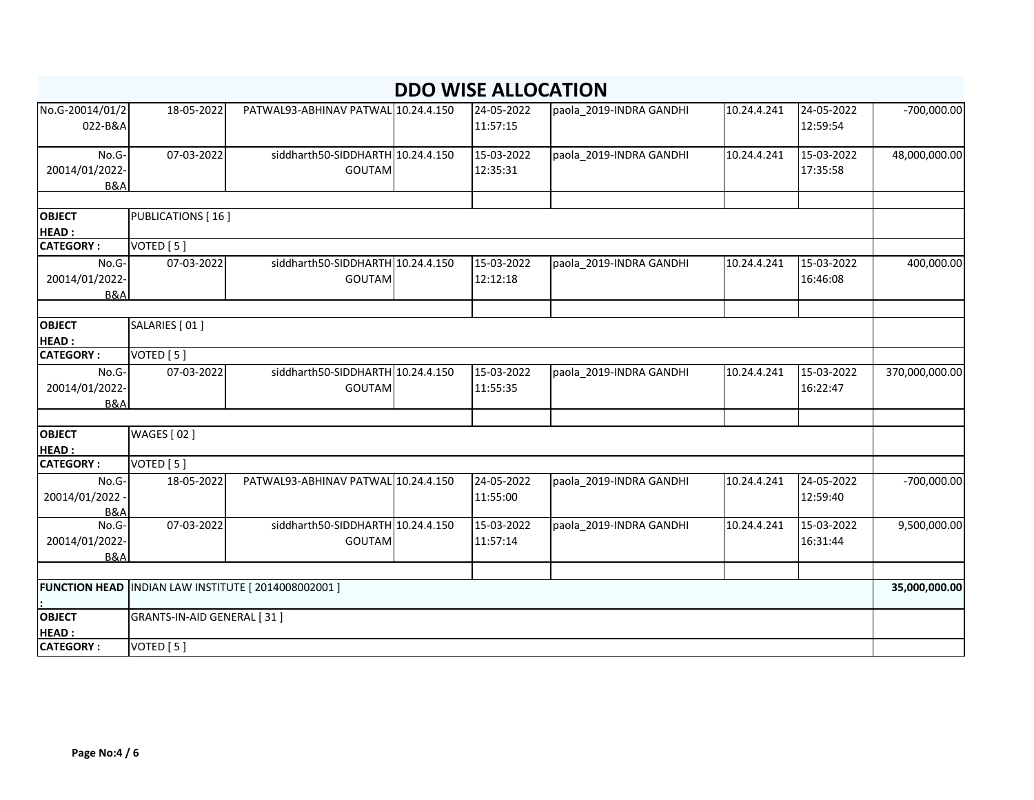# DDO WISE ALLOCATION

| | | | | | | | | |
|---|---|---|---|---|---|---|---|---|
| No.G-20014/01/2022-B&A | 18-05-2022 | PATWAL93-ABHINAV PATWAL | 10.24.4.150 | 24-05-2022 11:57:15 | paola_2019-INDRA GANDHI | 10.24.4.241 | 24-05-2022 12:59:54 | -700,000.00 |
| No.G-20014/01/2022-B&A | 07-03-2022 | siddharth50-SIDDHARTH GOUTAM | 10.24.4.150 | 15-03-2022 12:35:31 | paola_2019-INDRA GANDHI | 10.24.4.241 | 15-03-2022 17:35:58 | 48,000,000.00 |
| | | | | | | | | |
| **OBJECT HEAD :** | PUBLICATIONS [ 16 ] | | | | | | | |
| **CATEGORY :** | VOTED [ 5 ] | | | | | | | |
| No.G-20014/01/2022-B&A | 07-03-2022 | siddharth50-SIDDHARTH GOUTAM | 10.24.4.150 | 15-03-2022 12:12:18 | paola_2019-INDRA GANDHI | 10.24.4.241 | 15-03-2022 16:46:08 | 400,000.00 |
| | | | | | | | | |
| **OBJECT HEAD :** | SALARIES [ 01 ] | | | | | | | |
| **CATEGORY :** | VOTED [ 5 ] | | | | | | | |
| No.G-20014/01/2022-B&A | 07-03-2022 | siddharth50-SIDDHARTH GOUTAM | 10.24.4.150 | 15-03-2022 11:55:35 | paola_2019-INDRA GANDHI | 10.24.4.241 | 15-03-2022 16:22:47 | 370,000,000.00 |
| | | | | | | | | |
| **OBJECT HEAD :** | WAGES [ 02 ] | | | | | | | |
| **CATEGORY :** | VOTED [ 5 ] | | | | | | | |
| No.G-20014/01/2022 -B&A | 18-05-2022 | PATWAL93-ABHINAV PATWAL | 10.24.4.150 | 24-05-2022 11:55:00 | paola_2019-INDRA GANDHI | 10.24.4.241 | 24-05-2022 12:59:40 | -700,000.00 |
| No.G-20014/01/2022-B&A | 07-03-2022 | siddharth50-SIDDHARTH GOUTAM | 10.24.4.150 | 15-03-2022 11:57:14 | paola_2019-INDRA GANDHI | 10.24.4.241 | 15-03-2022 16:31:44 | 9,500,000.00 |
| | | | | | | | | |
| **FUNCTION HEAD :** | INDIAN LAW INSTITUTE [ 2014008002001 ] | | | | | | | **35,000,000.00** |
| **OBJECT HEAD :** | GRANTS-IN-AID GENERAL [ 31 ] | | | | | | | |
| **CATEGORY :** | VOTED [ 5 ] | | | | | | | |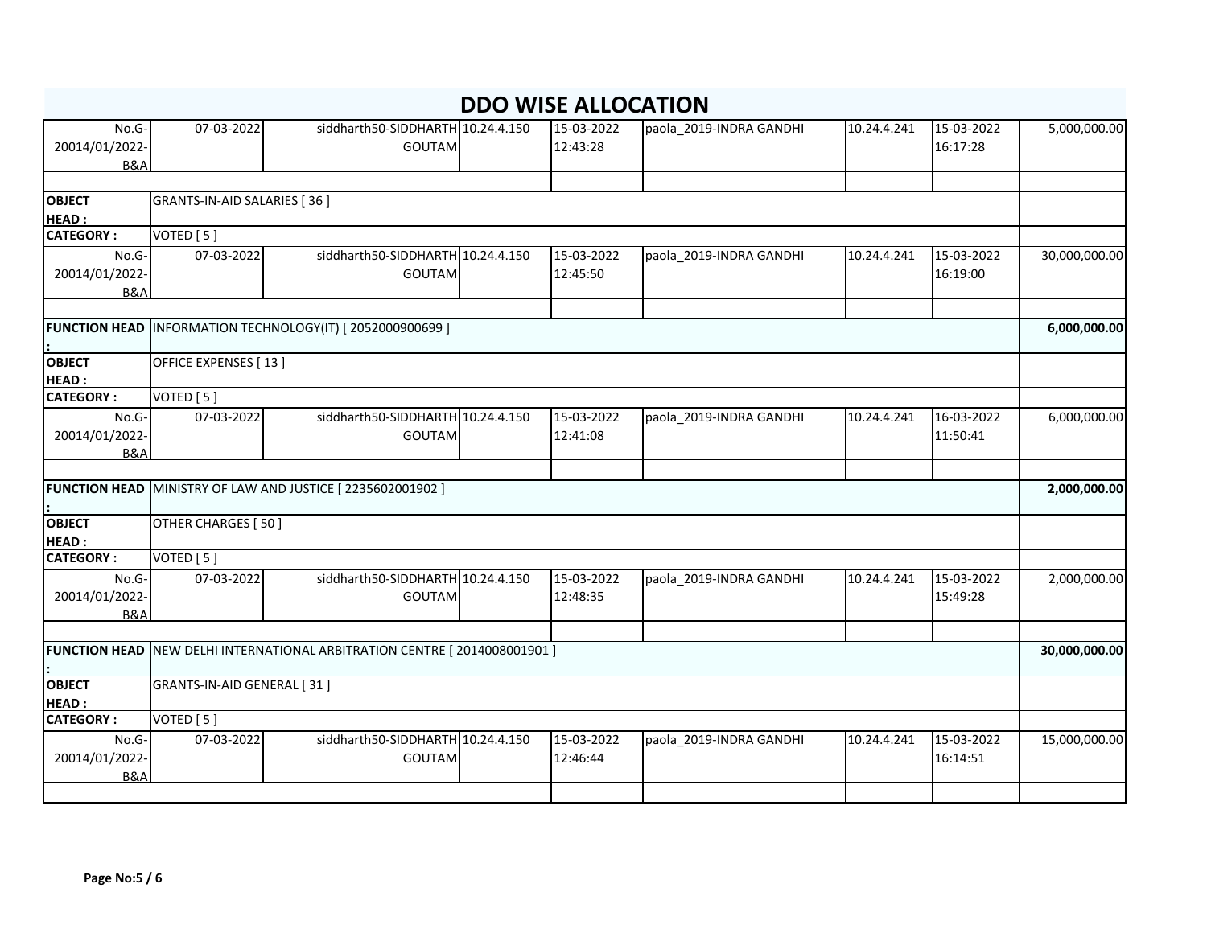# DDO WISE ALLOCATION

| | | | | | | | | |
|---|---|---|---|---|---|---|---|---|
| No.G-20014/01/2022-B&A | 07-03-2022 | siddharth50-SIDDHARTH GOUTAM | 10.24.4.150 | 15-03-2022 12:43:28 | paola_2019-INDRA GANDHI | 10.24.4.241 | 15-03-2022 16:17:28 | 5,000,000.00 |
| | | | | | | | | |
| **OBJECT HEAD :** | GRANTS-IN-AID SALARIES [ 36 ] | | | | | | | |
| **CATEGORY :** | VOTED [ 5 ] | | | | | | | |
| No.G-20014/01/2022-B&A | 07-03-2022 | siddharth50-SIDDHARTH GOUTAM | 10.24.4.150 | 15-03-2022 12:45:50 | paola_2019-INDRA GANDHI | 10.24.4.241 | 15-03-2022 16:19:00 | 30,000,000.00 |
| | | | | | | | | |
| **FUNCTION HEAD :** | INFORMATION TECHNOLOGY(IT) [ 2052000900699 ] | | | | | | | **6,000,000.00** |
| **OBJECT HEAD :** | OFFICE EXPENSES [ 13 ] | | | | | | | |
| **CATEGORY :** | VOTED [ 5 ] | | | | | | | |
| No.G-20014/01/2022-B&A | 07-03-2022 | siddharth50-SIDDHARTH GOUTAM | 10.24.4.150 | 15-03-2022 12:41:08 | paola_2019-INDRA GANDHI | 10.24.4.241 | 16-03-2022 11:50:41 | 6,000,000.00 |
| | | | | | | | | |
| **FUNCTION HEAD :** | MINISTRY OF LAW AND JUSTICE [ 2235602001902 ] | | | | | | | **2,000,000.00** |
| **OBJECT HEAD :** | OTHER CHARGES [ 50 ] | | | | | | | |
| **CATEGORY :** | VOTED [ 5 ] | | | | | | | |
| No.G-20014/01/2022-B&A | 07-03-2022 | siddharth50-SIDDHARTH GOUTAM | 10.24.4.150 | 15-03-2022 12:48:35 | paola_2019-INDRA GANDHI | 10.24.4.241 | 15-03-2022 15:49:28 | 2,000,000.00 |
| | | | | | | | | |
| **FUNCTION HEAD :** | NEW DELHI INTERNATIONAL ARBITRATION CENTRE [ 2014008001901 ] | | | | | | | **30,000,000.00** |
| **OBJECT HEAD :** | GRANTS-IN-AID GENERAL [ 31 ] | | | | | | | |
| **CATEGORY :** | VOTED [ 5 ] | | | | | | | |
| No.G-20014/01/2022-B&A | 07-03-2022 | siddharth50-SIDDHARTH GOUTAM | 10.24.4.150 | 15-03-2022 12:46:44 | paola_2019-INDRA GANDHI | 10.24.4.241 | 15-03-2022 16:14:51 | 15,000,000.00 |
| | | | | | | | | |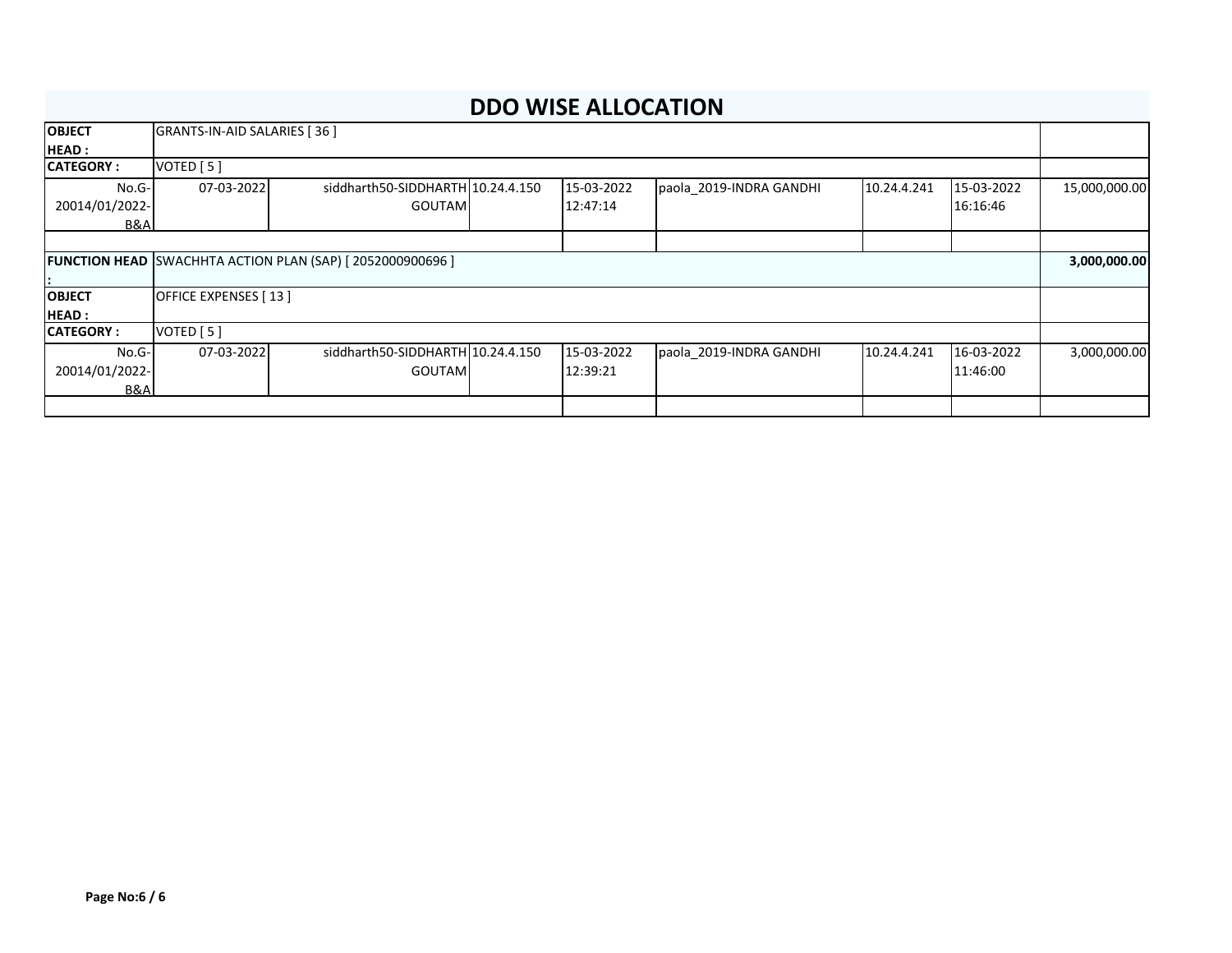# DDO WISE ALLOCATION

| | | | | | | | | |
|---|---|---|---|---|---|---|---|---|
| **OBJECT HEAD :** | GRANTS-IN-AID SALARIES [ 36 ] | | | | | | | |
| **CATEGORY :** | VOTED [ 5 ] | | | | | | | |
| No.G-20014/01/2022-B&A | 07-03-2022 | siddharth50-SIDDHARTH GOUTAM | 10.24.4.150 | 15-03-2022 12:47:14 | paola_2019-INDRA GANDHI | 10.24.4.241 | 15-03-2022 16:16:46 | 15,000,000.00 |
| | | | | | | | | |
| **FUNCTION HEAD :** | SWACHHTA ACTION PLAN (SAP) [ 2052000900696 ] | | | | | | | **3,000,000.00** |
| **OBJECT HEAD :** | OFFICE EXPENSES [ 13 ] | | | | | | | |
| **CATEGORY :** | VOTED [ 5 ] | | | | | | | |
| No.G-20014/01/2022-B&A | 07-03-2022 | siddharth50-SIDDHARTH GOUTAM | 10.24.4.150 | 15-03-2022 12:39:21 | paola_2019-INDRA GANDHI | 10.24.4.241 | 16-03-2022 11:46:00 | 3,000,000.00 |
| | | | | | | | | |